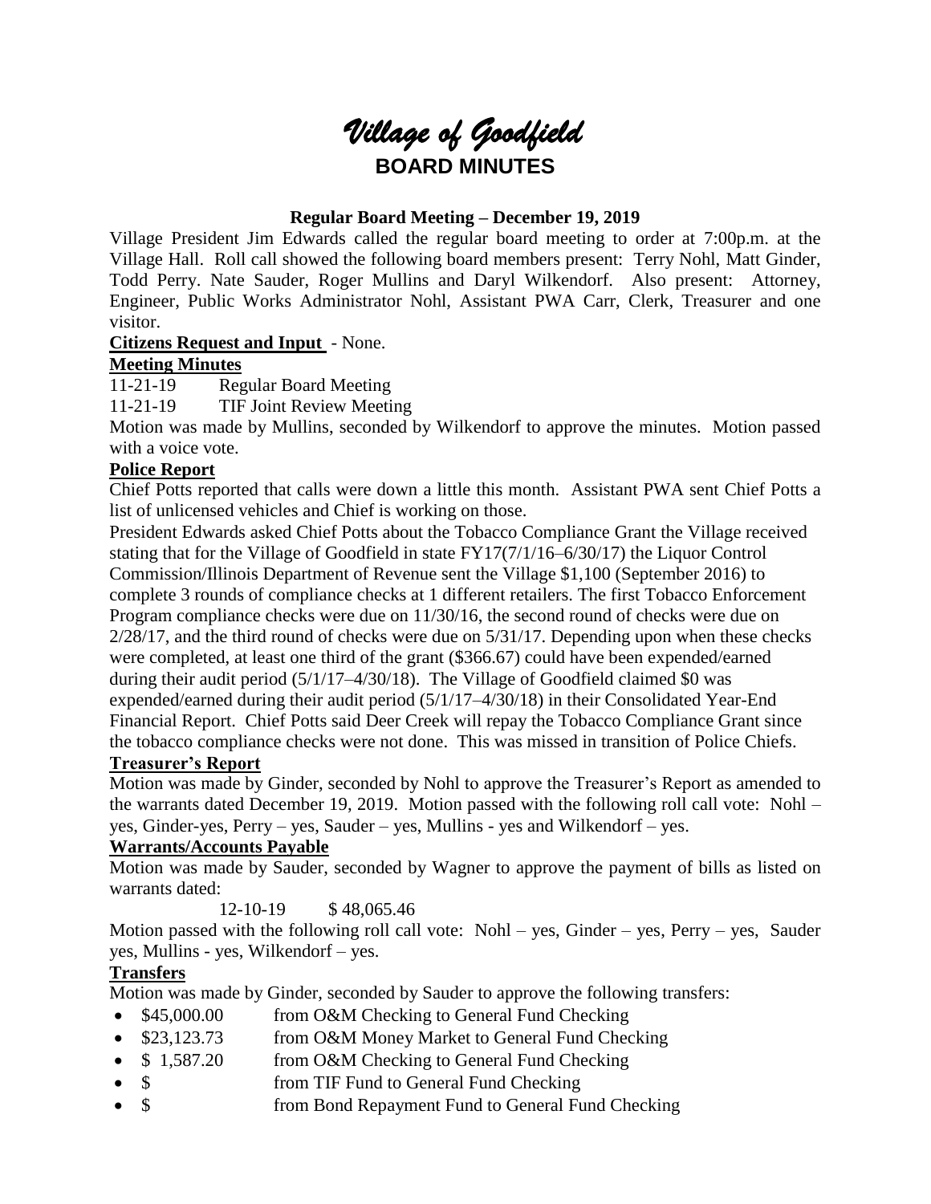# *Village of Goodfield*

## BOARD MINUTES

### Regular Board Meeting – December 19, 2019

Village President Jim Edwards called the regular board meeting to order at 7:00p.m. at the Village Hall. Roll call showed the following board members present: Terry Nohl, Matt Ginder, Todd Perry. Nate Sauder, Roger Mullins and Daryl Wilkendorf. Also present: Attorney, Engineer, Public Works Administrator Nohl, Assistant PWA Carr, Clerk, Treasurer and one visitor.

**Citizens Request and Input** - None.

**Meeting Minutes**

11-21-19 Regular Board Meeting

11-21-19 TIF Joint Review Meeting

Motion was made by Mullins, seconded by Wilkendorf to approve the minutes. Motion passed with a voice vote.

**Police Report**

Chief Potts reported that calls were down a little this month. Assistant PWA sent Chief Potts a list of unlicensed vehicles and Chief is working on those.

President Edwards asked Chief Potts about the Tobacco Compliance Grant the Village received stating that for the Village of Goodfield in state FY17(7/1/16–6/30/17) the Liquor Control Commission/Illinois Department of Revenue sent the Village $1,100 (September 2016) to complete 3 rounds of compliance checks at 1 different retailers. The first Tobacco Enforcement Program compliance checks were due on 11/30/16, the second round of checks were due on 2/28/17, and the third round of checks were due on 5/31/17. Depending upon when these checks were completed, at least one third of the grant ($366.67) could have been expended/earned during their audit period (5/1/17–4/30/18). The Village of Goodfield claimed $0 was expended/earned during their audit period (5/1/17–4/30/18) in their Consolidated Year-End Financial Report. Chief Potts said Deer Creek will repay the Tobacco Compliance Grant since the tobacco compliance checks were not done. This was missed in transition of Police Chiefs.

**Treasurer's Report**

Motion was made by Ginder, seconded by Nohl to approve the Treasurer's Report as amended to the warrants dated December 19, 2019. Motion passed with the following roll call vote: Nohl – yes, Ginder-yes, Perry – yes, Sauder – yes, Mullins - yes and Wilkendorf – yes.

**Warrants/Accounts Payable**

Motion was made by Sauder, seconded by Wagner to approve the payment of bills as listed on warrants dated:

12-10-19 $ 48,065.46

Motion passed with the following roll call vote: Nohl – yes, Ginder – yes, Perry – yes, Sauder yes, Mullins - yes, Wilkendorf – yes.

**Transfers**

Motion was made by Ginder, seconded by Sauder to approve the following transfers:

- $45,000.00 from O&M Checking to General Fund Checking
- $23,123.73 from O&M Money Market to General Fund Checking
- $ 1,587.20 from O&M Checking to General Fund Checking
- $ from TIF Fund to General Fund Checking
- $ from Bond Repayment Fund to General Fund Checking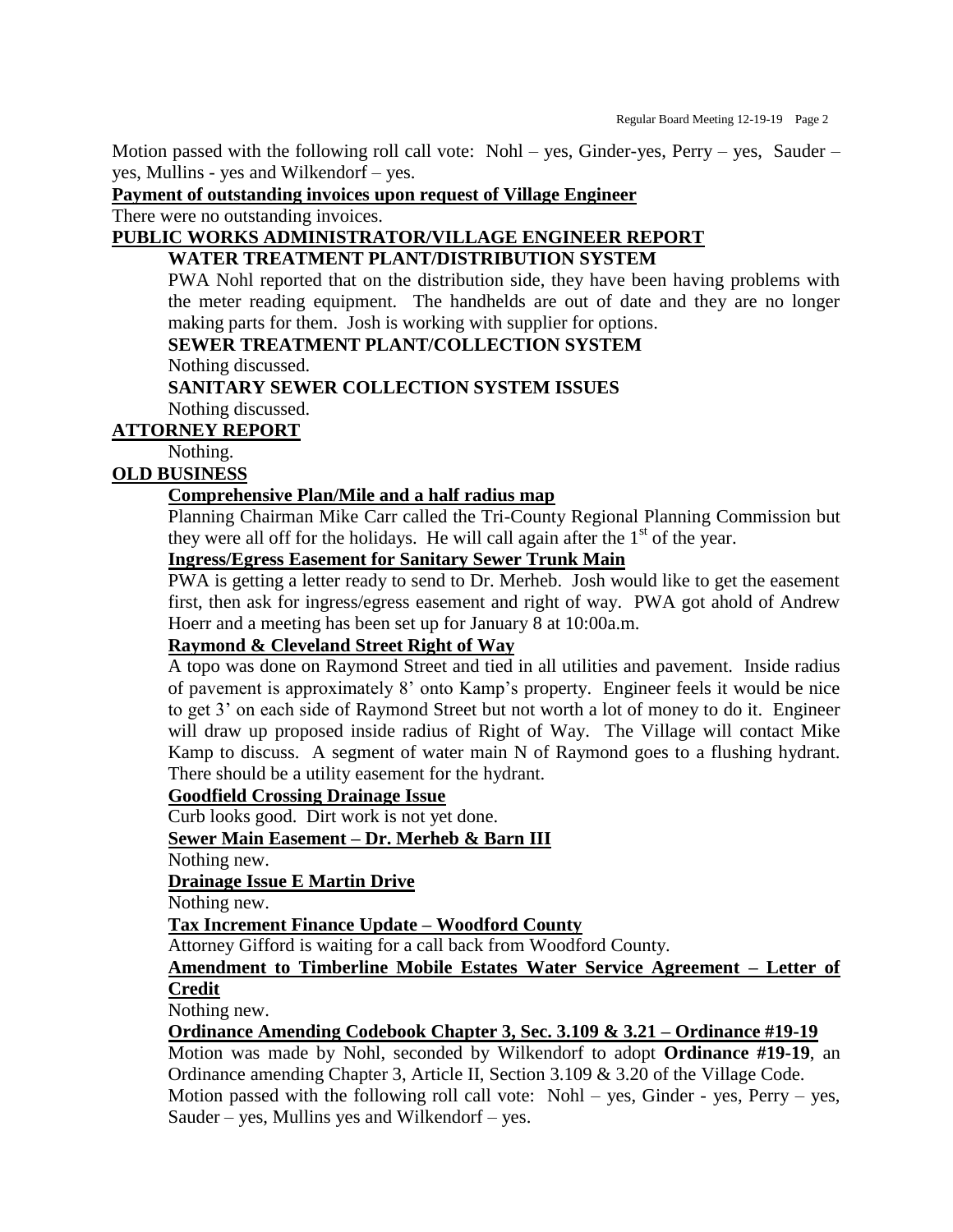Motion passed with the following roll call vote: Nohl – yes, Ginder-yes, Perry – yes, Sauder – yes, Mullins - yes and Wilkendorf – yes.

**Payment of outstanding invoices upon request of Village Engineer**

There were no outstanding invoices.

## PUBLIC WORKS ADMINISTRATOR/VILLAGE ENGINEER REPORT

### WATER TREATMENT PLANT/DISTRIBUTION SYSTEM

PWA Nohl reported that on the distribution side, they have been having problems with the meter reading equipment. The handhelds are out of date and they are no longer making parts for them. Josh is working with supplier for options.

### SEWER TREATMENT PLANT/COLLECTION SYSTEM

Nothing discussed.

### SANITARY SEWER COLLECTION SYSTEM ISSUES

Nothing discussed.

## ATTORNEY REPORT

Nothing.

## OLD BUSINESS

**Comprehensive Plan/Mile and a half radius map**

Planning Chairman Mike Carr called the Tri-County Regional Planning Commission but they were all off for the holidays. He will call again after the 1st of the year.

**Ingress/Egress Easement for Sanitary Sewer Trunk Main**

PWA is getting a letter ready to send to Dr. Merheb. Josh would like to get the easement first, then ask for ingress/egress easement and right of way. PWA got ahold of Andrew Hoerr and a meeting has been set up for January 8 at 10:00a.m.

**Raymond & Cleveland Street Right of Way**

A topo was done on Raymond Street and tied in all utilities and pavement. Inside radius of pavement is approximately 8' onto Kamp's property. Engineer feels it would be nice to get 3' on each side of Raymond Street but not worth a lot of money to do it. Engineer will draw up proposed inside radius of Right of Way. The Village will contact Mike Kamp to discuss. A segment of water main N of Raymond goes to a flushing hydrant. There should be a utility easement for the hydrant.

**Goodfield Crossing Drainage Issue**

Curb looks good. Dirt work is not yet done.

**Sewer Main Easement – Dr. Merheb & Barn III**

Nothing new.

**Drainage Issue E Martin Drive**

Nothing new.

**Tax Increment Finance Update – Woodford County**

Attorney Gifford is waiting for a call back from Woodford County.

**Amendment to Timberline Mobile Estates Water Service Agreement – Letter of Credit**

Nothing new.

**Ordinance Amending Codebook Chapter 3, Sec. 3.109 & 3.21 – Ordinance #19-19**

Motion was made by Nohl, seconded by Wilkendorf to adopt **Ordinance #19-19**, an Ordinance amending Chapter 3, Article II, Section 3.109 & 3.20 of the Village Code.

Motion passed with the following roll call vote: Nohl – yes, Ginder - yes, Perry – yes, Sauder – yes, Mullins yes and Wilkendorf – yes.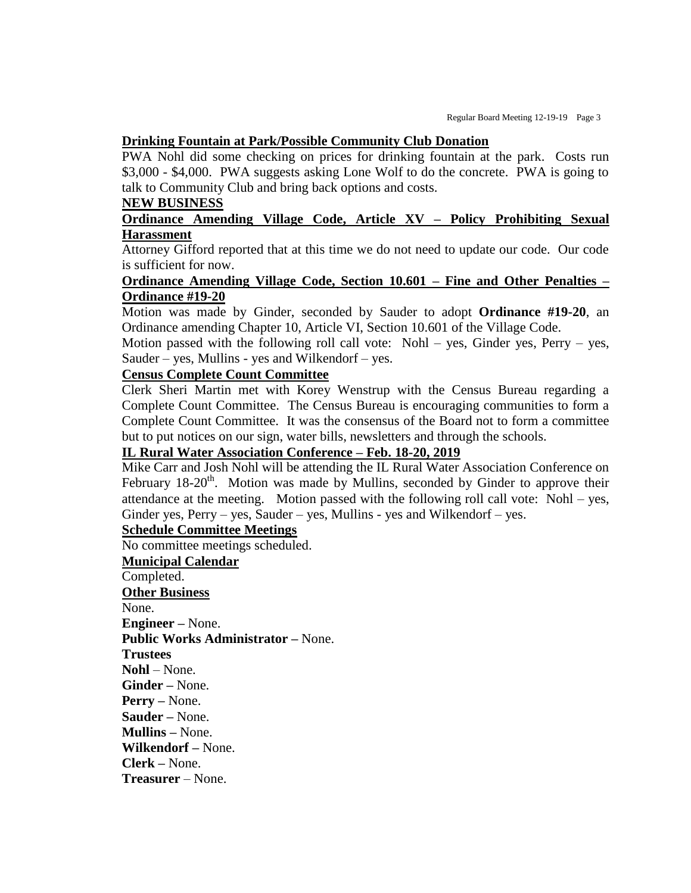**Drinking Fountain at Park/Possible Community Club Donation**

PWA Nohl did some checking on prices for drinking fountain at the park. Costs run $3,000 - $4,000. PWA suggests asking Lone Wolf to do the concrete. PWA is going to talk to Community Club and bring back options and costs.

**NEW BUSINESS**

**Ordinance Amending Village Code, Article XV – Policy Prohibiting Sexual Harassment**

Attorney Gifford reported that at this time we do not need to update our code. Our code is sufficient for now.

**Ordinance Amending Village Code, Section 10.601 – Fine and Other Penalties – Ordinance #19-20**

Motion was made by Ginder, seconded by Sauder to adopt **Ordinance #19-20**, an Ordinance amending Chapter 10, Article VI, Section 10.601 of the Village Code.

Motion passed with the following roll call vote: Nohl – yes, Ginder yes, Perry – yes, Sauder – yes, Mullins - yes and Wilkendorf – yes.

**Census Complete Count Committee**

Clerk Sheri Martin met with Korey Wenstrup with the Census Bureau regarding a Complete Count Committee. The Census Bureau is encouraging communities to form a Complete Count Committee. It was the consensus of the Board not to form a committee but to put notices on our sign, water bills, newsletters and through the schools.

**IL Rural Water Association Conference – Feb. 18-20, 2019**

Mike Carr and Josh Nohl will be attending the IL Rural Water Association Conference on February 18-20th. Motion was made by Mullins, seconded by Ginder to approve their attendance at the meeting. Motion passed with the following roll call vote: Nohl – yes, Ginder yes, Perry – yes, Sauder – yes, Mullins - yes and Wilkendorf – yes.

**Schedule Committee Meetings**

No committee meetings scheduled.

**Municipal Calendar**

Completed.

**Other Business**

None.

**Engineer –** None.

**Public Works Administrator –** None.

**Trustees**

**Nohl** – None.

**Ginder –** None.

**Perry –** None.

**Sauder –** None.

**Mullins –** None.

**Wilkendorf –** None.

**Clerk –** None.

**Treasurer** – None.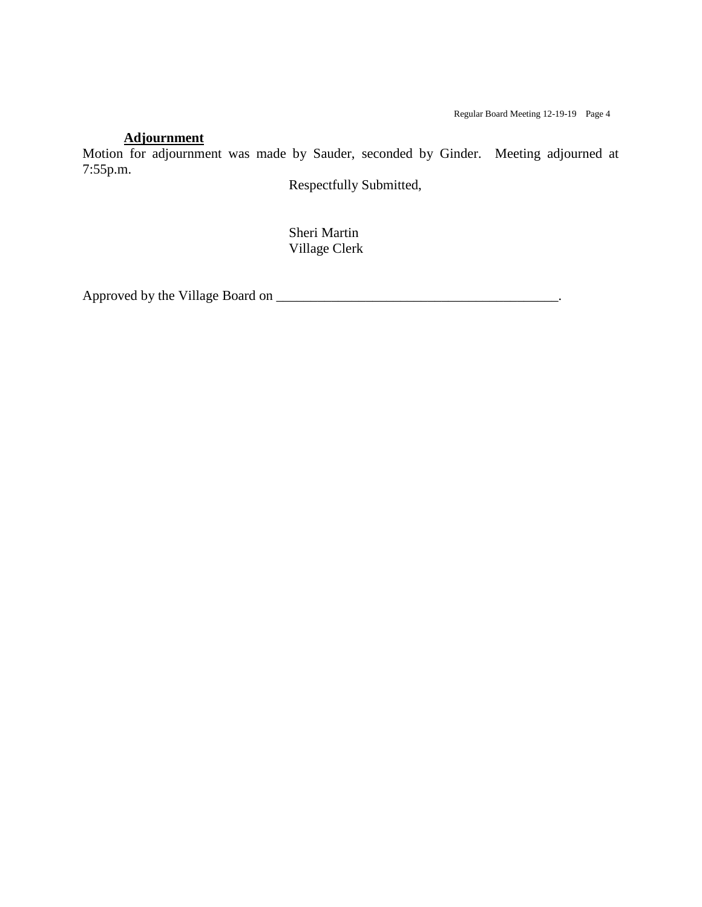**Adjournment**

Motion for adjournment was made by Sauder, seconded by Ginder. Meeting adjourned at 7:55p.m.

Respectfully Submitted,

Sheri Martin
Village Clerk

Approved by the Village Board on \_\_\_\_\_\_\_\_\_\_\_\_\_\_\_\_\_\_\_\_\_\_\_\_\_\_\_\_\_\_\_\_\_\_\_\_\_\_\_\_\_\_.